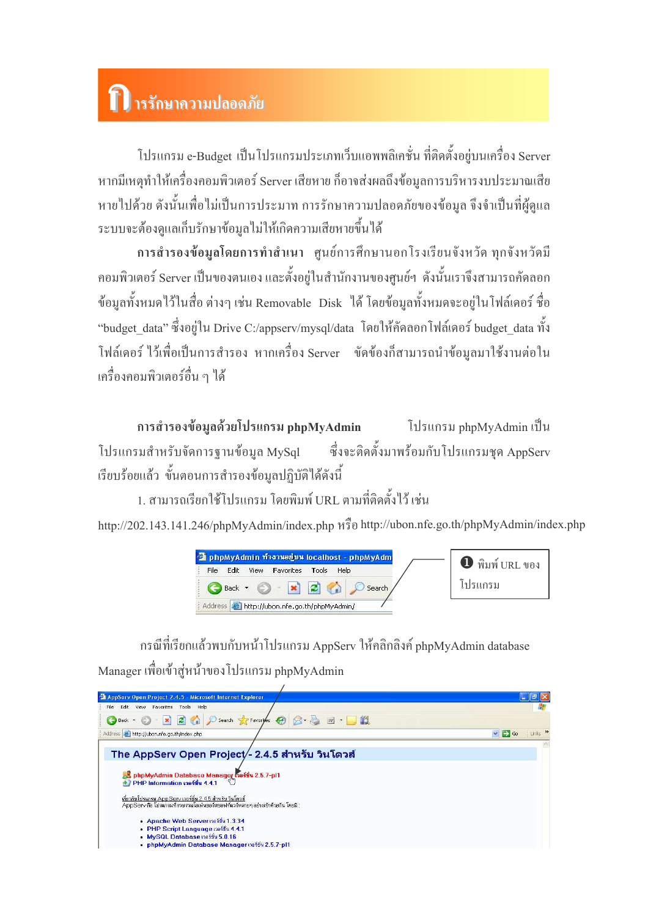# การรักษาความปลอดภัย

โปรแกรม e-Budget เป็นโปรแกรมประเภทเว็บแอพพลิเคชั่น ที่ติดตั้งอยู่บนเครื่อง Server หากมีเหตุทำให้เครื่องคอมพิวเตอร์ Server เสียหาย ก็อาจส่งผลถึงข้อมูลการบริหารงบประมาณเสียหายไปด้วย ดังนั้นเพื่อไม่เป็นการประมาท การรักษาความปลอดภัยของข้อมูล จึงจำเป็นที่ผู้ดูแลระบบจะต้องดูแลเก็บรักษาข้อมูลไม่ให้เกิดความเสียหายขึ้นได้

**การสำรองข้อมูลโดยการทำสำเนา** ศูนย์การศึกษานอกโรงเรียนจังหวัด ทุกจังหวัดมีคอมพิวเตอร์ Server เป็นของตนเอง และตั้งอยู่ในสำนักงานของศูนย์ฯ ดังนั้นเราจึงสามารถคัดลอกข้อมูลทั้งหมดไว้ในสื่อ ต่างๆ เช่น Removable Disk ได้ โดยข้อมูลทั้งหมดจะอยู่ในโฟล์เดอร์ ชื่อ "budget_data" ซึ่งอยู่ใน Drive C:/appserv/mysql/data โดยให้คัดลอกโฟล์เดอร์ budget_data ทั้งโฟล์เดอร์ ไว้เพื่อเป็นการสำรอง หากเครื่อง Server ขัดข้องก็สามารถนำข้อมูลมาใช้งานต่อในเครื่องคอมพิวเตอร์อื่น ๆ ได้

**การสำรองข้อมูลด้วยโปรแกรม phpMyAdmin** โปรแกรม phpMyAdmin เป็นโปรแกรมสำหรับจัดการฐานข้อมูล MySql ซึ่งจะติดตั้งมาพร้อมกับโปรแกรมชุด AppServ เรียบร้อยแล้ว ขั้นตอนการสำรองข้อมูลปฏิบัติได้ดังนี้

1. สามารถเรียกใช้โปรแกรม โดยพิมพ์ URL ตามที่ติดตั้งไว้ เช่น

http://202.143.141.246/phpMyAdmin/index.php หรือ http://ubon.nfe.go.th/phpMyAdmin/index.php

➊ พิมพ์ URL ของโปรแกรม

กรณีที่เรียกแล้วพบกับหน้าโปรแกรม AppServ ให้คลิกลิงค์ phpMyAdmin database Manager เพื่อเข้าสู่หน้าของโปรแกรม phpMyAdmin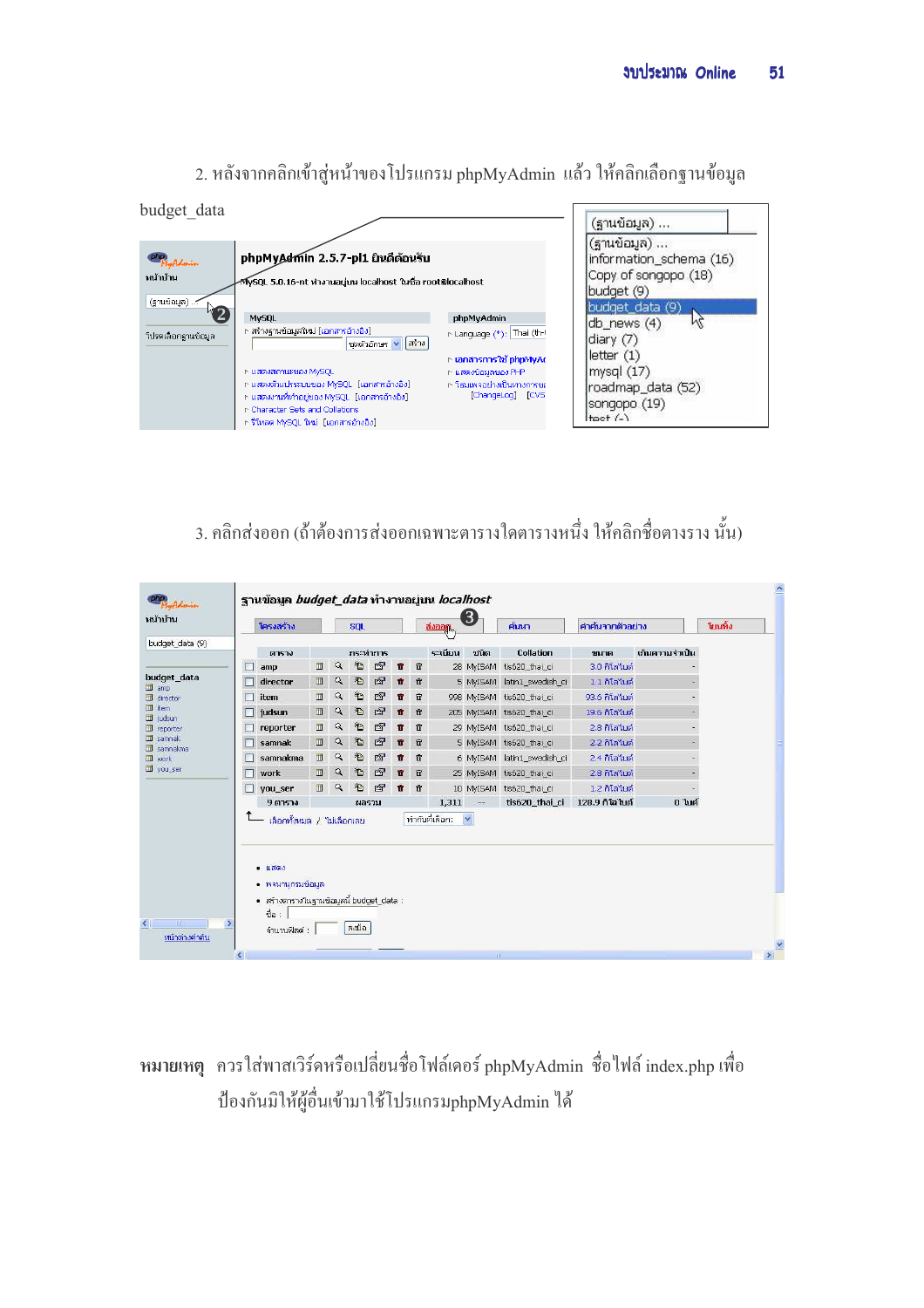2. หลังจากคลิกเข้าสู่หน้าของโปรแกรม phpMyAdmin แล้ว ให้คลิกเลือกฐานข้อมูล budget_data

3. คลิกส่งออก (ถ้าต้องการส่งออกเฉพาะตารางใดตารางหนึ่ง ให้คลิกชื่อตาราง นั้น)

**หมายเหตุ** ควรใส่พาสเวิร์ดหรือเปลี่ยนชื่อโฟล์เดอร์ phpMyAdmin ชื่อไฟล์ index.php เพื่อป้องกันมิให้ผู้อื่นเข้ามาใช้โปรแกรมphpMyAdmin ได้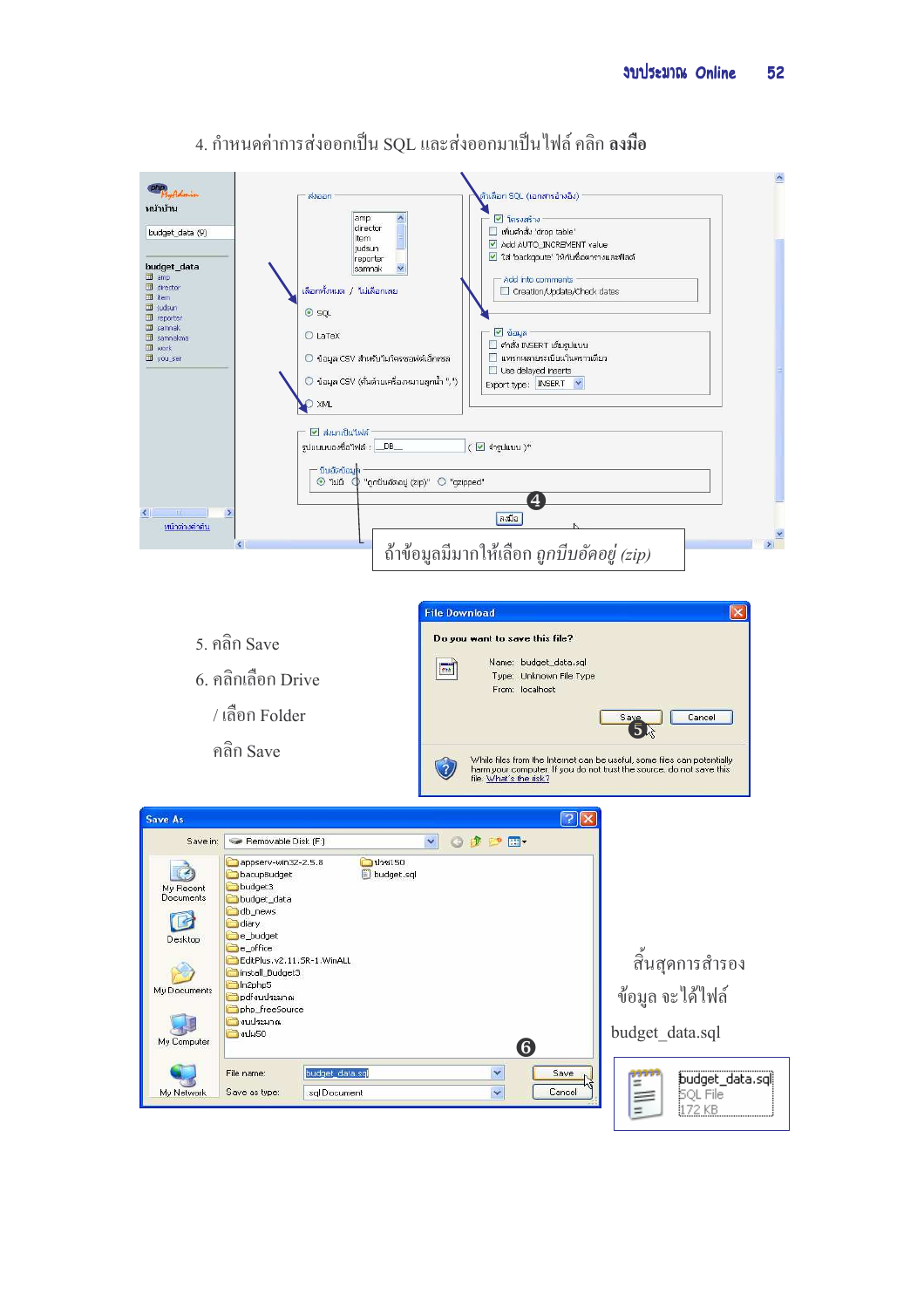4. กำหนดค่าการส่งออกเป็น SQL และส่งออกมาเป็นไฟล์ คลิก **ลงมือ**

ถ้าข้อมูลมีมากให้เลือก *ถูกบีบอัดอยู่ (zip)*

5. คลิก Save

6. คลิกเลือก Drive

   / เลือก Folder

   คลิก Save

สิ้นสุดการสำรองข้อมูล จะได้ไฟล์ budget_data.sql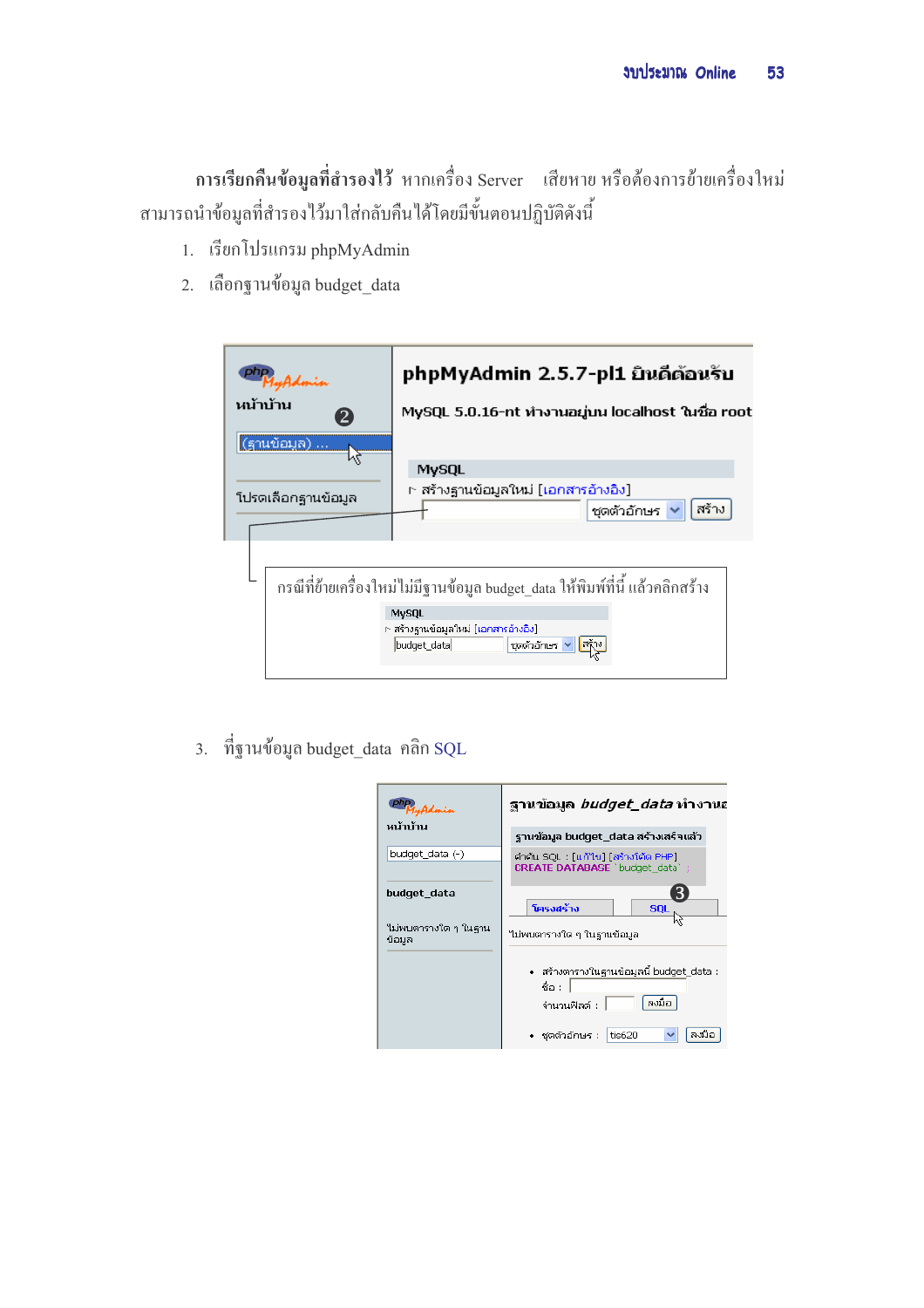**การเรียกคืนข้อมูลที่สำรองไว้** หากเครื่อง Server เสียหาย หรือต้องการย้ายเครื่องใหม่ สามารถนำข้อมูลที่สำรองไว้มาใส่กลับคืนได้โดยมีขั้นตอนปฏิบัติดังนี้

1. เรียกโปรแกรม phpMyAdmin
2. เลือกฐานข้อมูล budget_data

กรณีที่ย้ายเครื่องใหม่ไม่มีฐานข้อมูล budget_data ให้พิมพ์ที่นี่ แล้วคลิกสร้าง

3. ที่ฐานข้อมูล budget_data คลิก SQL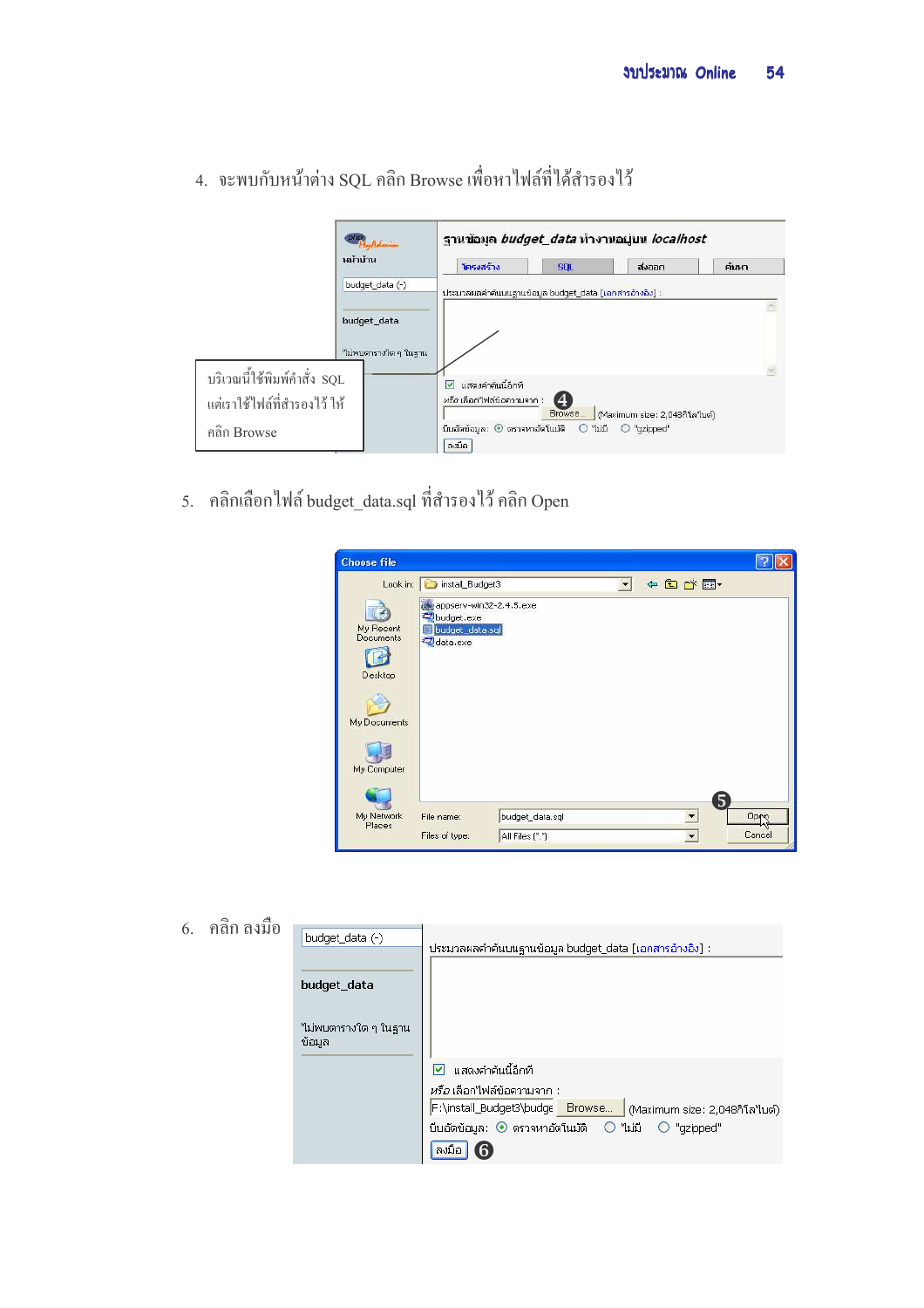4. จะพบกับหน้าต่าง SQL คลิก Browse เพื่อหาไฟล์ที่ได้สำรองไว้

บริเวณนี้ใช้พิมพ์คำสั่ง SQL แต่เราใช้ไฟล์ที่สำรองไว้ ให้คลิก Browse

5. คลิกเลือกไฟล์ budget_data.sql ที่สำรองไว้ คลิก Open

6. คลิก ลงมือ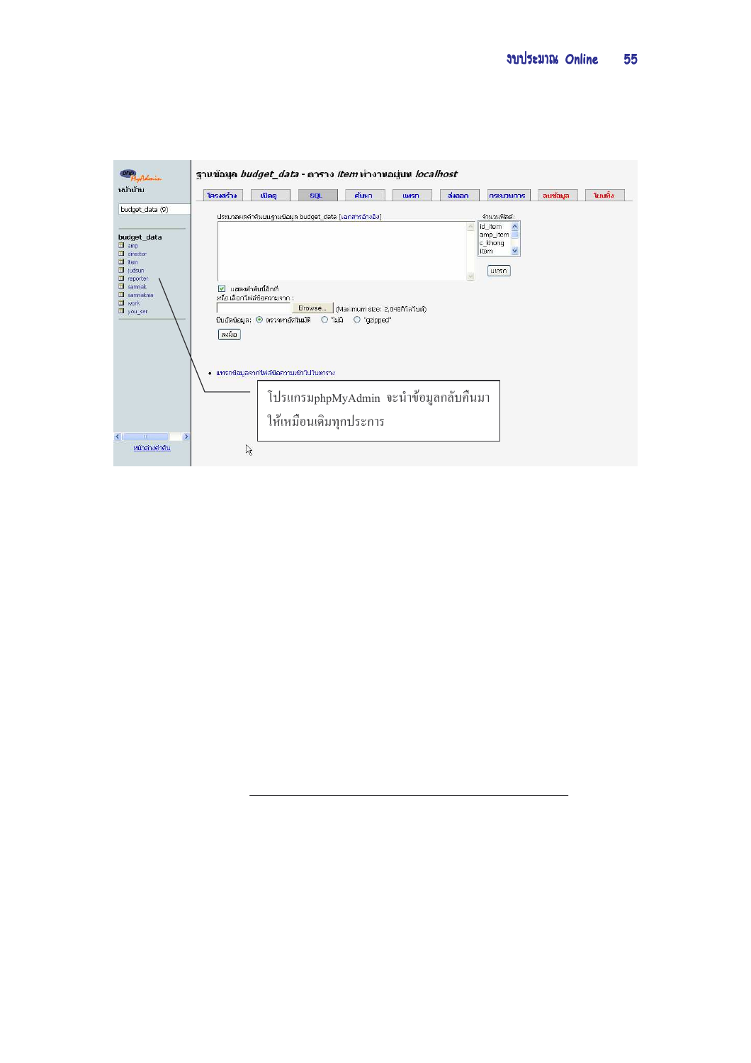ฐานข้อมูล *budget_data* - ตาราง *item* ทำงานอยู่บน *localhost*

โปรแกรมphpMyAdmin จะนำข้อมูลกลับคืนมาให้เหมือนเดิมทุกประการ